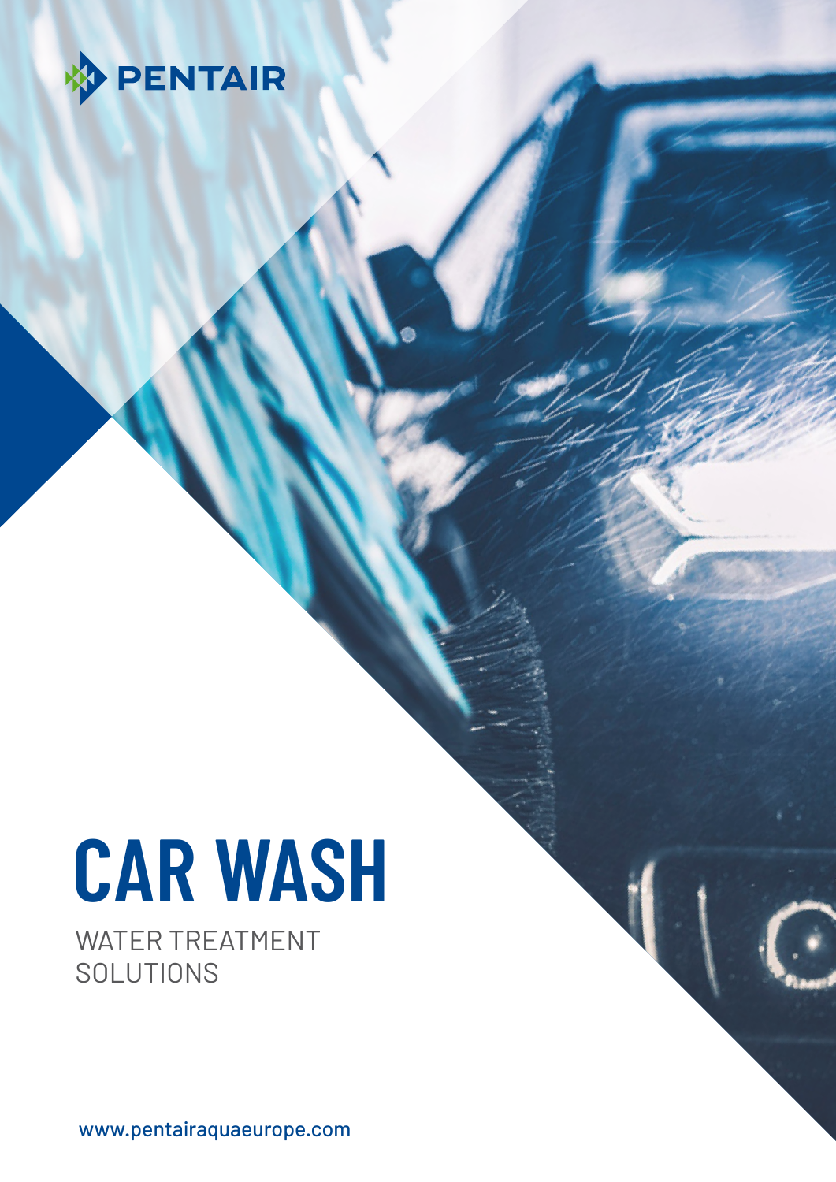PENTAIR

# CAR WASH

WATER TREATMENT SOLUTIONS

www.pentairaquaeurope.com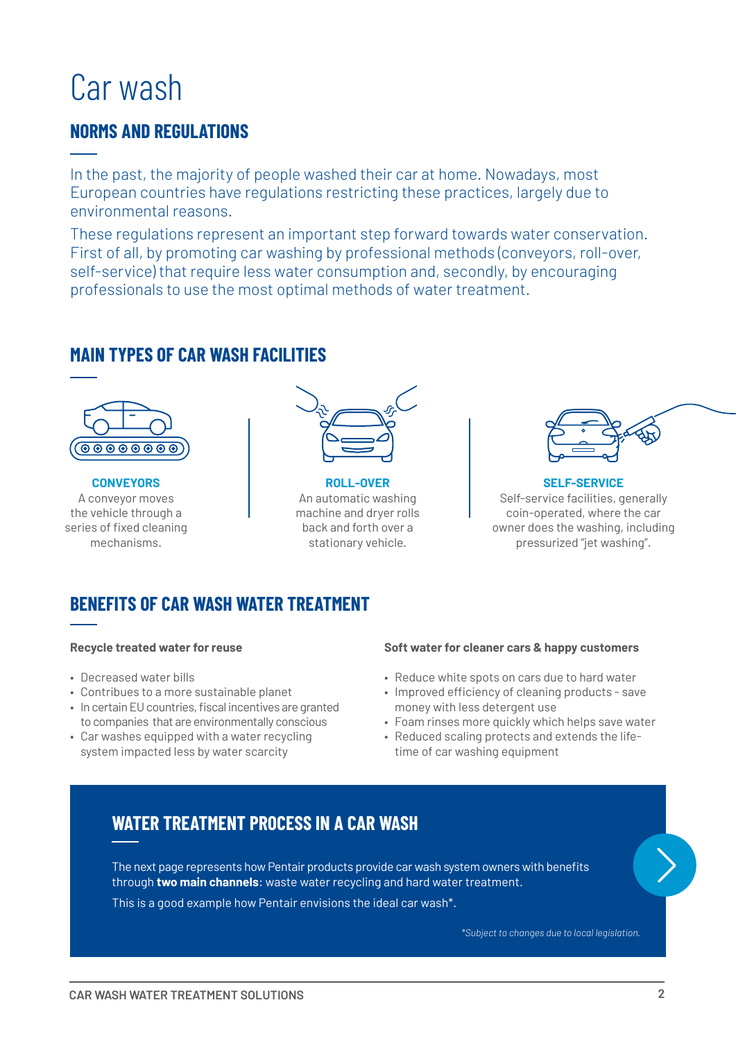# Car wash

## NORMS AND REGULATIONS

In the past, the majority of people washed their car at home. Nowadays, most European countries have regulations restricting these practices, largely due to environmental reasons.

These regulations represent an important step forward towards water conservation. First of all, by promoting car washing by professional methods (conveyors, roll-over, self-service) that require less water consumption and, secondly, by encouraging professionals to use the most optimal methods of water treatment.

## MAIN TYPES OF CAR WASH FACILITIES

**CONVEYORS**
A conveyor moves the vehicle through a series of fixed cleaning mechanisms.

**ROLL-OVER**
An automatic washing machine and dryer rolls back and forth over a stationary vehicle.

**SELF-SERVICE**
Self-service facilities, generally coin-operated, where the car owner does the washing, including pressurized "jet washing".

## BENEFITS OF CAR WASH WATER TREATMENT

**Recycle treated water for reuse**

- Decreased water bills
- Contributes to a more sustainable planet
- In certain EU countries, fiscal incentives are granted to companies that are environmentally conscious
- Car washes equipped with a water recycling system impacted less by water scarcity

**Soft water for cleaner cars & happy customers**

- Reduce white spots on cars due to hard water
- Improved efficiency of cleaning products - save money with less detergent use
- Foam rinses more quickly which helps save water
- Reduced scaling protects and extends the life-time of car washing equipment

## WATER TREATMENT PROCESS IN A CAR WASH

The next page represents how Pentair products provide car wash system owners with benefits through **two main channels**: waste water recycling and hard water treatment.

This is a good example how Pentair envisions the ideal car wash*.

*\*Subject to changes due to local legislation.*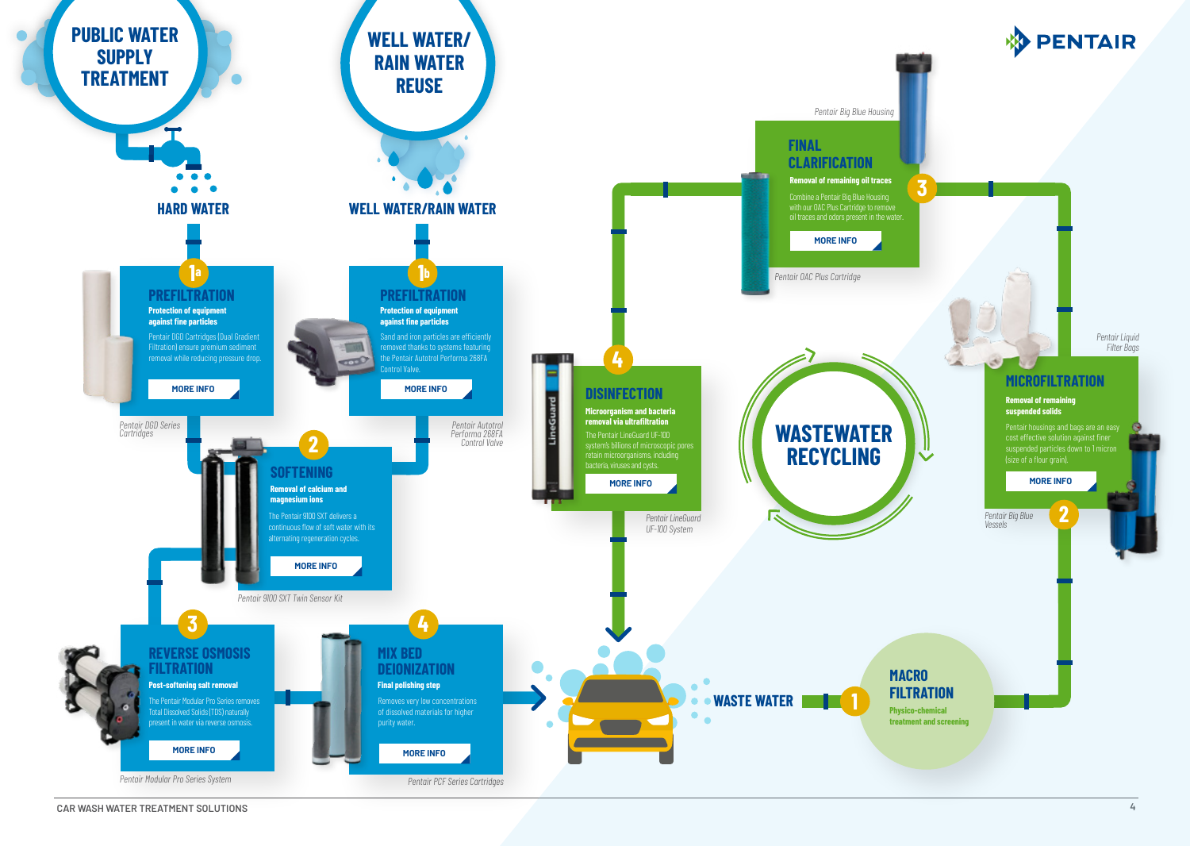# PUBLIC WATER SUPPLY TREATMENT

**HARD WATER**

## 1a PREFILTRATION

**Protection of equipment against fine particles**

Pentair DGD Cartridges (Dual Gradient Filtration) ensure premium sediment removal while reducing pressure drop.

MORE INFO

*Pentair DGD Series Cartridges*

# WELL WATER/ RAIN WATER REUSE

**WELL WATER/RAIN WATER**

## 1b PREFILTRATION

**Protection of equipment against fine particles**

Sand and iron particles are efficiently removed thanks to systems featuring the Pentair Autotrol Performa 268FA Control Valve.

MORE INFO

*Pentair Autotrol Performa 268FA Control Valve*

## 2 SOFTENING

**Removal of calcium and magnesium ions**

The Pentair 9100 SXT delivers a continuous flow of soft water with its alternating regeneration cycles.

MORE INFO

*Pentair 9100 SXT Twin Sensor Kit*

## 3 REVERSE OSMOSIS FILTRATION

**Post-softening salt removal**

The Pentair Modular Pro Series removes Total Dissolved Solids (TDS) naturally present in water via reverse osmosis.

MORE INFO

*Pentair Modular Pro Series System*

## 4 MIX BED DEIONIZATION

**Final polishing step**

Removes very low concentrations of dissolved materials for higher purity water.

MORE INFO

*Pentair PCF Series Cartridges*

# WASTEWATER RECYCLING

**WASTE WATER**

## 1 MACRO FILTRATION

**Physico-chemical treatment and screening**

## 2 MICROFILTRATION

**Removal of remaining suspended solids**

Pentair housings and bags are an easy cost effective solution against finer suspended particles down to 1 micron (size of a flour grain).

MORE INFO

*Pentair Liquid Filter Bags*

*Pentair Big Blue Vessels*

## 3 FINAL CLARIFICATION

**Removal of remaining oil traces**

Combine a Pentair Big Blue Housing with our OAC Plus Cartridge to remove oil traces and odors present in the water.

MORE INFO

*Pentair Big Blue Housing*

*Pentair OAC Plus Cartridge*

## 4 DISINFECTION

**Microorganism and bacteria removal via ultrafiltration**

The Pentair LineGuard UF-100 system's billions of microscopic pores retain microorganisms, including bacteria, viruses and cysts.

MORE INFO

*Pentair LineGuard UF-100 System*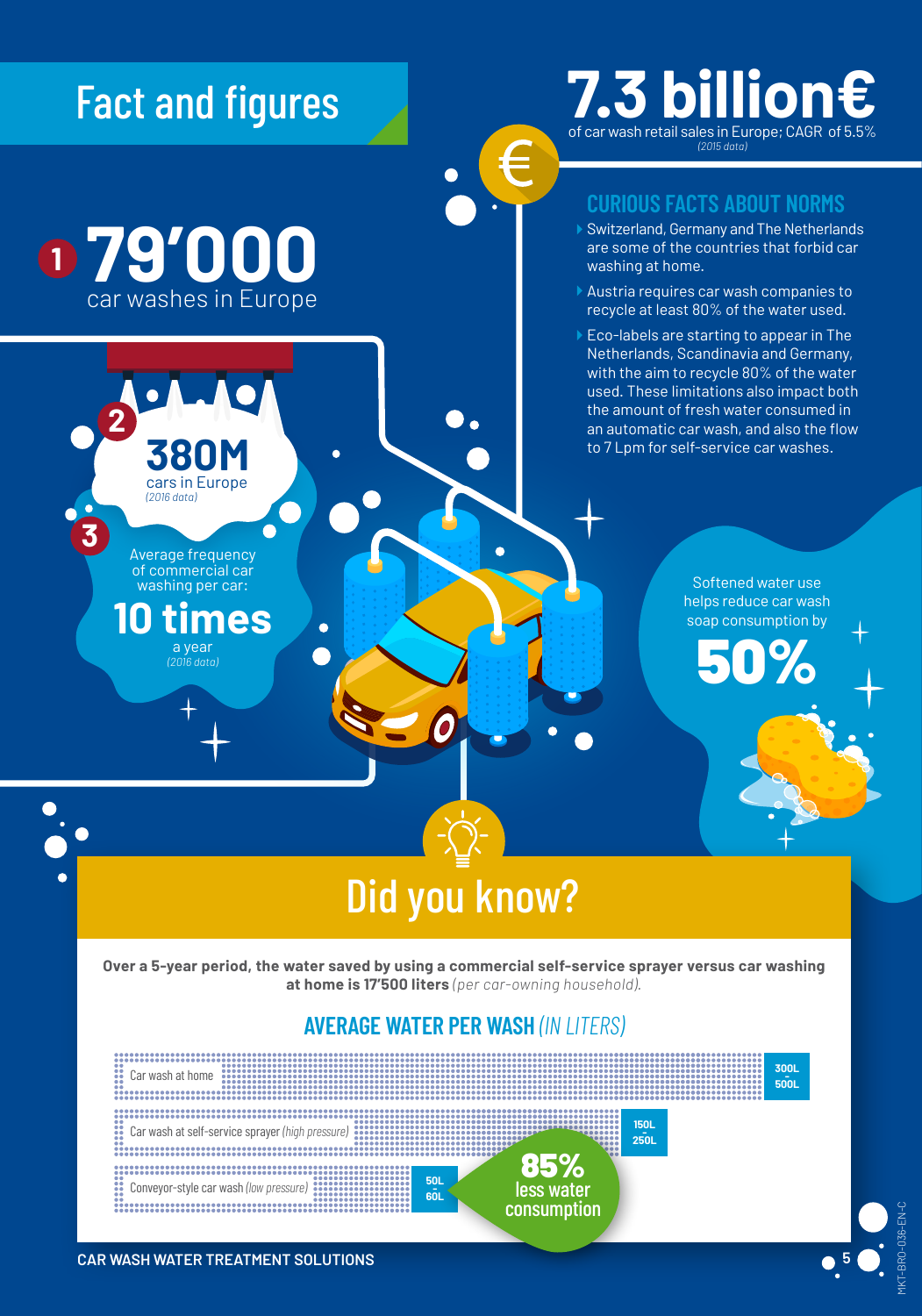# Fact and figures

## 7.3 billion€

of car wash retail sales in Europe; CAGR of 5.5%
*(2015 data)*

### CURIOUS FACTS ABOUT NORMS

- Switzerland, Germany and The Netherlands are some of the countries that forbid car washing at home.
- Austria requires car wash companies to recycle at least 80% of the water used.
- Eco-labels are starting to appear in The Netherlands, Scandinavia and Germany, with the aim to recycle 80% of the water used. These limitations also impact both the amount of fresh water consumed in an automatic car wash, and also the flow to 7 Lpm for self-service car washes.

**1** **79'000** car washes in Europe

**2** **380M** cars in Europe *(2016 data)*

**3** Average frequency of commercial car washing per car: **10 times** a year *(2016 data)*

Softened water use helps reduce car wash soap consumption by **50%**

## Did you know?

**Over a 5-year period, the water saved by using a commercial self-service sprayer versus car washing at home is 17'500 liters** *(per car-owning household).*

### AVERAGE WATER PER WASH *(IN LITERS)*

| Type | Water per wash |
| --- | --- |
| Car wash at home | 300L - 500L |
| Car wash at self-service sprayer *(high pressure)* | 150L - 250L |
| Conveyor-style car wash *(low pressure)* | 50L - 60L |

**85%** less water consumption

CAR WASH WATER TREATMENT SOLUTIONS

MKT-BRO-036-EN-C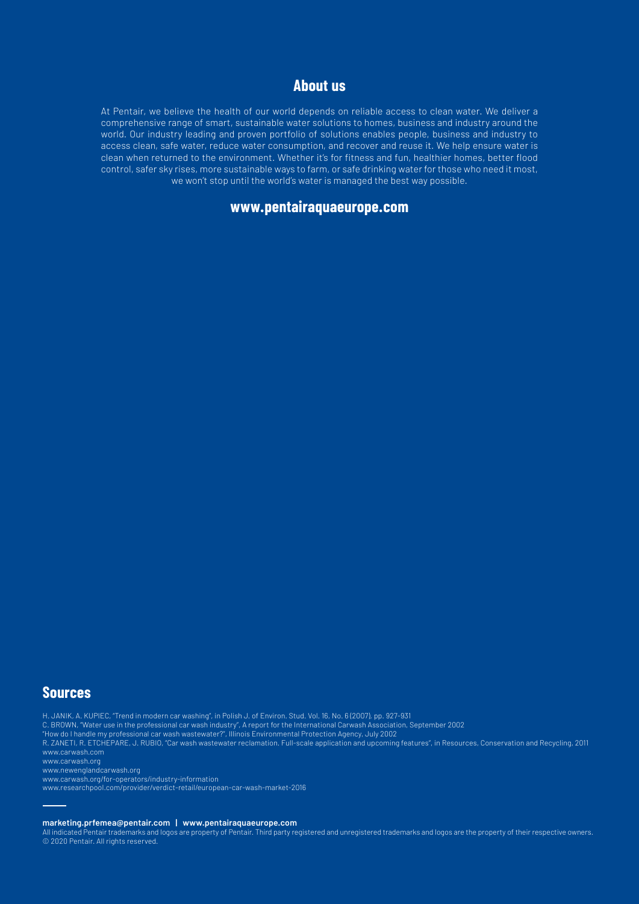## About us

At Pentair, we believe the health of our world depends on reliable access to clean water. We deliver a comprehensive range of smart, sustainable water solutions to homes, business and industry around the world. Our industry leading and proven portfolio of solutions enables people, business and industry to access clean, safe water, reduce water consumption, and recover and reuse it. We help ensure water is clean when returned to the environment. Whether it's for fitness and fun, healthier homes, better flood control, safer sky rises, more sustainable ways to farm, or safe drinking water for those who need it most, we won't stop until the world's water is managed the best way possible.

**www.pentairaquaeurope.com**

## Sources

H. JANIK, A. KUPIEC, "Trend in modern car washing", in Polish J. of Environ. Stud. Vol. 16, No. 6 (2007), pp. 927-931
C. BROWN, "Water use in the professional car wash industry", A report for the International Carwash Association, September 2002
"How do I handle my professional car wash wastewater?", Illinois Environmental Protection Agency, July 2002
R. ZANETI, R. ETCHEPARE, J. RUBIO, "Car wash wastewater reclamation. Full-scale application and upcoming features", in Resources, Conservation and Recycling, 2011
www.carwash.com
www.carwash.org
www.newenglandcarwash.org
www.carwash.org/for-operators/industry-information
www.researchpool.com/provider/verdict-retail/european-car-wash-market-2016

**marketing.prfemea@pentair.com | www.pentairaquaeurope.com**
All indicated Pentair trademarks and logos are property of Pentair. Third party registered and unregistered trademarks and logos are the property of their respective owners.
© 2020 Pentair. All rights reserved.